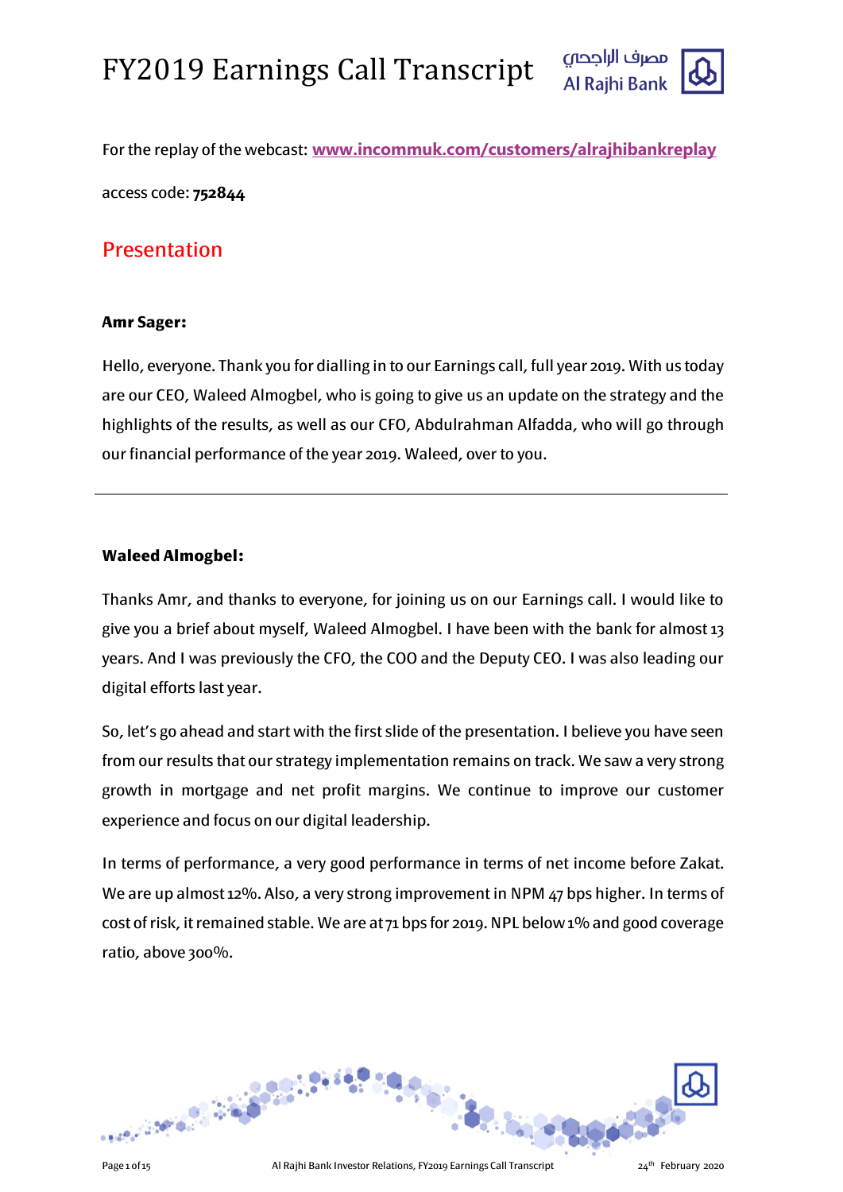# FY2019 Earnings Call Transcript

For the replay of the webcast: **www.incommuk.com/customers/alrajhibankreplay**

access code: **752844**

## Presentation

**Amr Sager:**

Hello, everyone. Thank you for dialling in to our Earnings call, full year 2019. With us today are our CEO, Waleed Almogbel, who is going to give us an update on the strategy and the highlights of the results, as well as our CFO, Abdulrahman Alfadda, who will go through our financial performance of the year 2019. Waleed, over to you.

---

**Waleed Almogbel:**

Thanks Amr, and thanks to everyone, for joining us on our Earnings call. I would like to give you a brief about myself, Waleed Almogbel. I have been with the bank for almost 13 years. And I was previously the CFO, the COO and the Deputy CEO. I was also leading our digital efforts last year.

So, let's go ahead and start with the first slide of the presentation. I believe you have seen from our results that our strategy implementation remains on track. We saw a very strong growth in mortgage and net profit margins. We continue to improve our customer experience and focus on our digital leadership.

In terms of performance, a very good performance in terms of net income before Zakat. We are up almost 12%. Also, a very strong improvement in NPM 47 bps higher. In terms of cost of risk, it remained stable. We are at 71 bps for 2019. NPL below 1% and good coverage ratio, above 300%.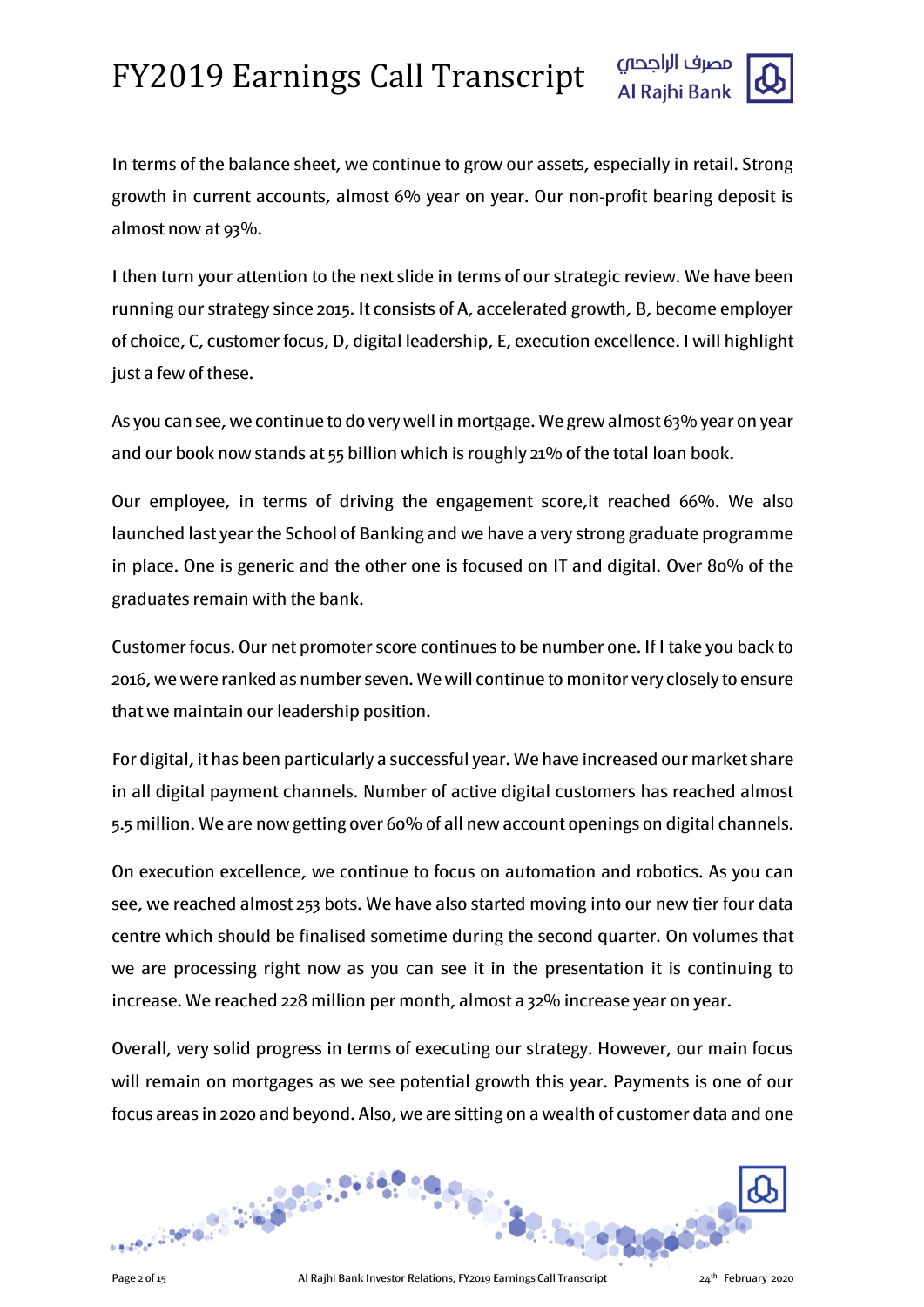In terms of the balance sheet, we continue to grow our assets, especially in retail. Strong growth in current accounts, almost 6% year on year. Our non-profit bearing deposit is almost now at 93%.

I then turn your attention to the next slide in terms of our strategic review. We have been running our strategy since 2015. It consists of A, accelerated growth, B, become employer of choice, C, customer focus, D, digital leadership, E, execution excellence. I will highlight just a few of these.

As you can see, we continue to do very well in mortgage. We grew almost 63% year on year and our book now stands at 55 billion which is roughly 21% of the total loan book.

Our employee, in terms of driving the engagement score,it reached 66%. We also launched last year the School of Banking and we have a very strong graduate programme in place. One is generic and the other one is focused on IT and digital. Over 80% of the graduates remain with the bank.

Customer focus. Our net promoter score continues to be number one. If I take you back to 2016, we were ranked as number seven. We will continue to monitor very closely to ensure that we maintain our leadership position.

For digital, it has been particularly a successful year. We have increased our market share in all digital payment channels. Number of active digital customers has reached almost 5.5 million. We are now getting over 60% of all new account openings on digital channels.

On execution excellence, we continue to focus on automation and robotics. As you can see, we reached almost 253 bots. We have also started moving into our new tier four data centre which should be finalised sometime during the second quarter. On volumes that we are processing right now as you can see it in the presentation it is continuing to increase. We reached 228 million per month, almost a 32% increase year on year.

Overall, very solid progress in terms of executing our strategy. However, our main focus will remain on mortgages as we see potential growth this year. Payments is one of our focus areas in 2020 and beyond. Also, we are sitting on a wealth of customer data and one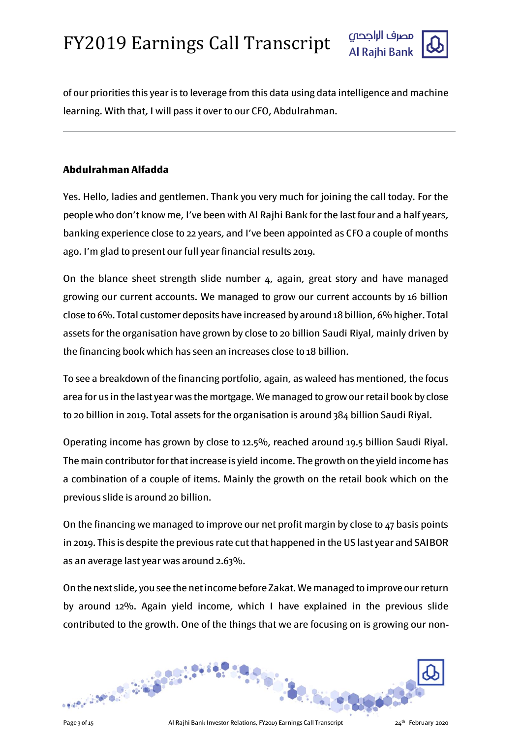of our priorities this year is to leverage from this data using data intelligence and machine learning. With that, I will pass it over to our CFO, Abdulrahman.

---

**Abdulrahman Alfadda**

Yes. Hello, ladies and gentlemen. Thank you very much for joining the call today. For the people who don't know me, I've been with Al Rajhi Bank for the last four and a half years, banking experience close to 22 years, and I've been appointed as CFO a couple of months ago. I'm glad to present our full year financial results 2019.

On the blance sheet strength slide number 4, again, great story and have managed growing our current accounts. We managed to grow our current accounts by 16 billion close to 6%. Total customer deposits have increased by around 18 billion, 6% higher. Total assets for the organisation have grown by close to 20 billion Saudi Riyal, mainly driven by the financing book which has seen an increases close to 18 billion.

To see a breakdown of the financing portfolio, again, as waleed has mentioned, the focus area for us in the last year was the mortgage. We managed to grow our retail book by close to 20 billion in 2019. Total assets for the organisation is around 384 billion Saudi Riyal.

Operating income has grown by close to 12.5%, reached around 19.5 billion Saudi Riyal. The main contributor for that increase is yield income. The growth on the yield income has a combination of a couple of items. Mainly the growth on the retail book which on the previous slide is around 20 billion.

On the financing we managed to improve our net profit margin by close to 47 basis points in 2019. This is despite the previous rate cut that happened in the US last year and SAIBOR as an average last year was around 2.63%.

On the next slide, you see the net income before Zakat. We managed to improve our return by around 12%. Again yield income, which I have explained in the previous slide contributed to the growth. One of the things that we are focusing on is growing our non-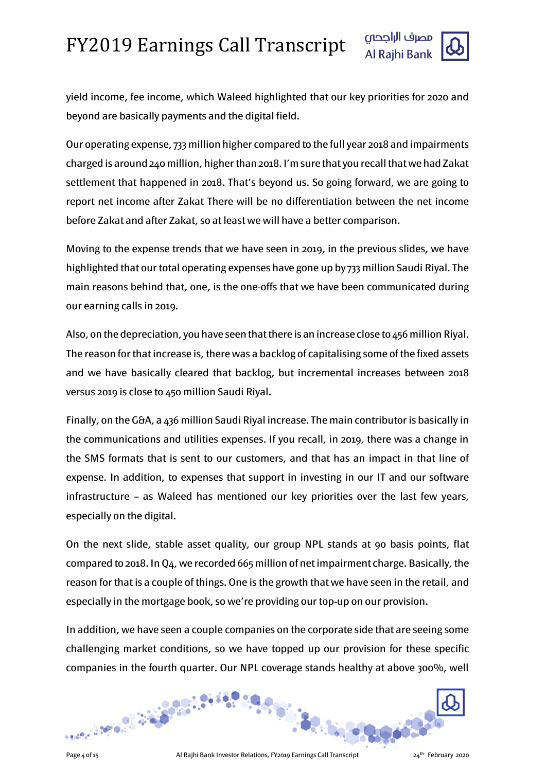yield income, fee income, which Waleed highlighted that our key priorities for 2020 and beyond are basically payments and the digital field.

Our operating expense, 733 million higher compared to the full year 2018 and impairments charged is around 240 million, higher than 2018. I'm sure that you recall that we had Zakat settlement that happened in 2018. That's beyond us. So going forward, we are going to report net income after Zakat There will be no differentiation between the net income before Zakat and after Zakat, so at least we will have a better comparison.

Moving to the expense trends that we have seen in 2019, in the previous slides, we have highlighted that our total operating expenses have gone up by 733 million Saudi Riyal. The main reasons behind that, one, is the one-offs that we have been communicated during our earning calls in 2019.

Also, on the depreciation, you have seen that there is an increase close to 456 million Riyal. The reason for that increase is, there was a backlog of capitalising some of the fixed assets and we have basically cleared that backlog, but incremental increases between 2018 versus 2019 is close to 450 million Saudi Riyal.

Finally, on the G&A, a 436 million Saudi Riyal increase. The main contributor is basically in the communications and utilities expenses. If you recall, in 2019, there was a change in the SMS formats that is sent to our customers, and that has an impact in that line of expense. In addition, to expenses that support in investing in our IT and our software infrastructure – as Waleed has mentioned our key priorities over the last few years, especially on the digital.

On the next slide, stable asset quality, our group NPL stands at 90 basis points, flat compared to 2018. In Q4, we recorded 665 million of net impairment charge. Basically, the reason for that is a couple of things. One is the growth that we have seen in the retail, and especially in the mortgage book, so we're providing our top-up on our provision.

In addition, we have seen a couple companies on the corporate side that are seeing some challenging market conditions, so we have topped up our provision for these specific companies in the fourth quarter. Our NPL coverage stands healthy at above 300%, well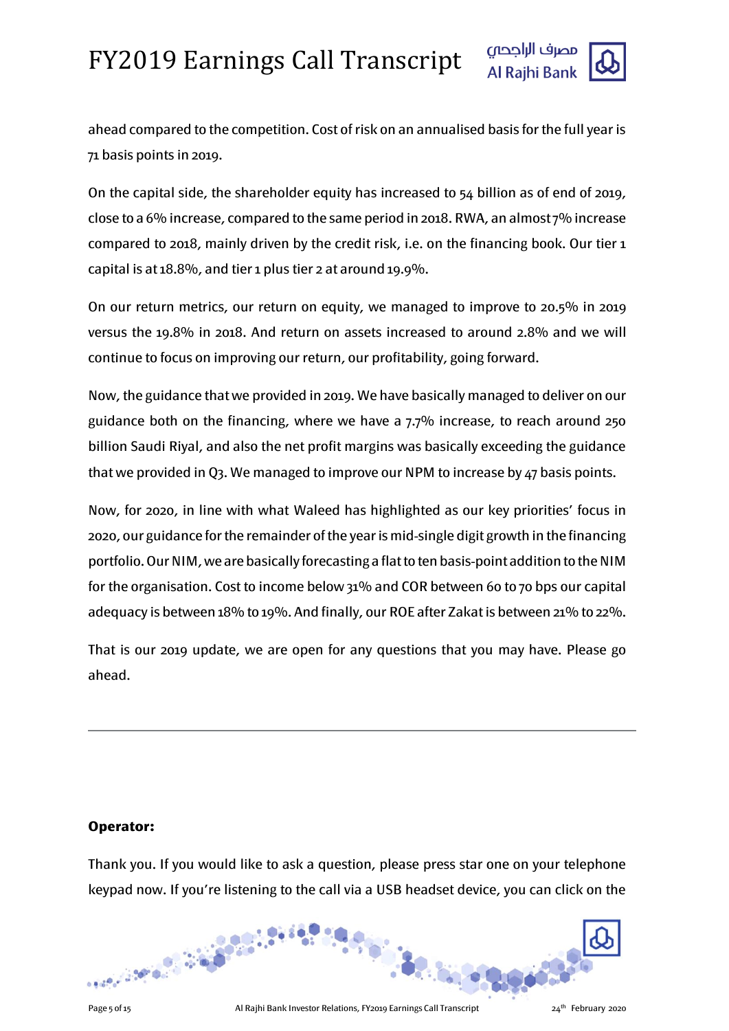ahead compared to the competition. Cost of risk on an annualised basis for the full year is 71 basis points in 2019.

On the capital side, the shareholder equity has increased to 54 billion as of end of 2019, close to a 6% increase, compared to the same period in 2018. RWA, an almost 7% increase compared to 2018, mainly driven by the credit risk, i.e. on the financing book. Our tier 1 capital is at 18.8%, and tier 1 plus tier 2 at around 19.9%.

On our return metrics, our return on equity, we managed to improve to 20.5% in 2019 versus the 19.8% in 2018. And return on assets increased to around 2.8% and we will continue to focus on improving our return, our profitability, going forward.

Now, the guidance that we provided in 2019. We have basically managed to deliver on our guidance both on the financing, where we have a 7.7% increase, to reach around 250 billion Saudi Riyal, and also the net profit margins was basically exceeding the guidance that we provided in Q3. We managed to improve our NPM to increase by 47 basis points.

Now, for 2020, in line with what Waleed has highlighted as our key priorities' focus in 2020, our guidance for the remainder of the year is mid-single digit growth in the financing portfolio. Our NIM, we are basically forecasting a flat to ten basis-point addition to the NIM for the organisation. Cost to income below 31% and COR between 60 to 70 bps our capital adequacy is between 18% to 19%. And finally, our ROE after Zakat is between 21% to 22%.

That is our 2019 update, we are open for any questions that you may have. Please go ahead.

---

**Operator:**

Thank you. If you would like to ask a question, please press star one on your telephone keypad now. If you're listening to the call via a USB headset device, you can click on the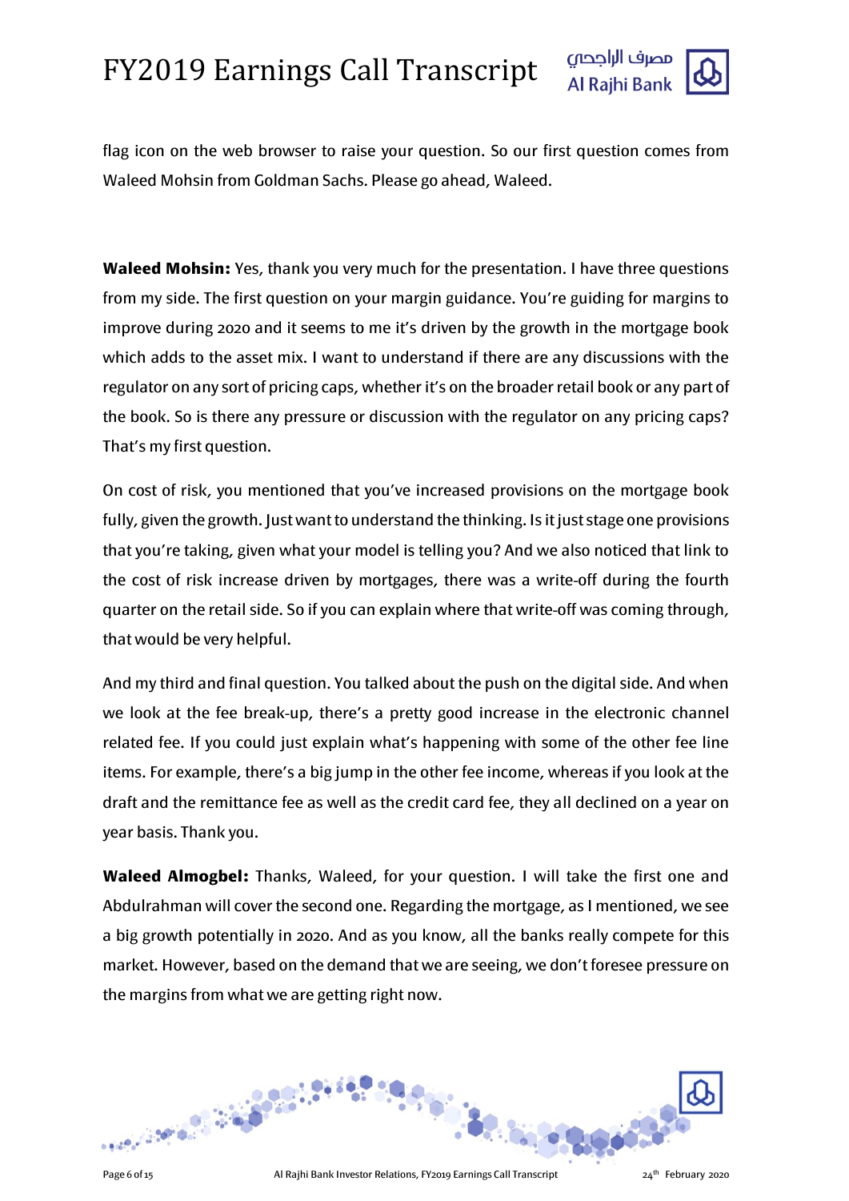flag icon on the web browser to raise your question. So our first question comes from Waleed Mohsin from Goldman Sachs. Please go ahead, Waleed.

**Waleed Mohsin:** Yes, thank you very much for the presentation. I have three questions from my side. The first question on your margin guidance. You're guiding for margins to improve during 2020 and it seems to me it's driven by the growth in the mortgage book which adds to the asset mix. I want to understand if there are any discussions with the regulator on any sort of pricing caps, whether it's on the broader retail book or any part of the book. So is there any pressure or discussion with the regulator on any pricing caps? That's my first question.

On cost of risk, you mentioned that you've increased provisions on the mortgage book fully, given the growth. Just want to understand the thinking. Is it just stage one provisions that you're taking, given what your model is telling you? And we also noticed that link to the cost of risk increase driven by mortgages, there was a write-off during the fourth quarter on the retail side. So if you can explain where that write-off was coming through, that would be very helpful.

And my third and final question. You talked about the push on the digital side. And when we look at the fee break-up, there's a pretty good increase in the electronic channel related fee. If you could just explain what's happening with some of the other fee line items. For example, there's a big jump in the other fee income, whereas if you look at the draft and the remittance fee as well as the credit card fee, they all declined on a year on year basis. Thank you.

**Waleed Almogbel:** Thanks, Waleed, for your question. I will take the first one and Abdulrahman will cover the second one. Regarding the mortgage, as I mentioned, we see a big growth potentially in 2020. And as you know, all the banks really compete for this market. However, based on the demand that we are seeing, we don't foresee pressure on the margins from what we are getting right now.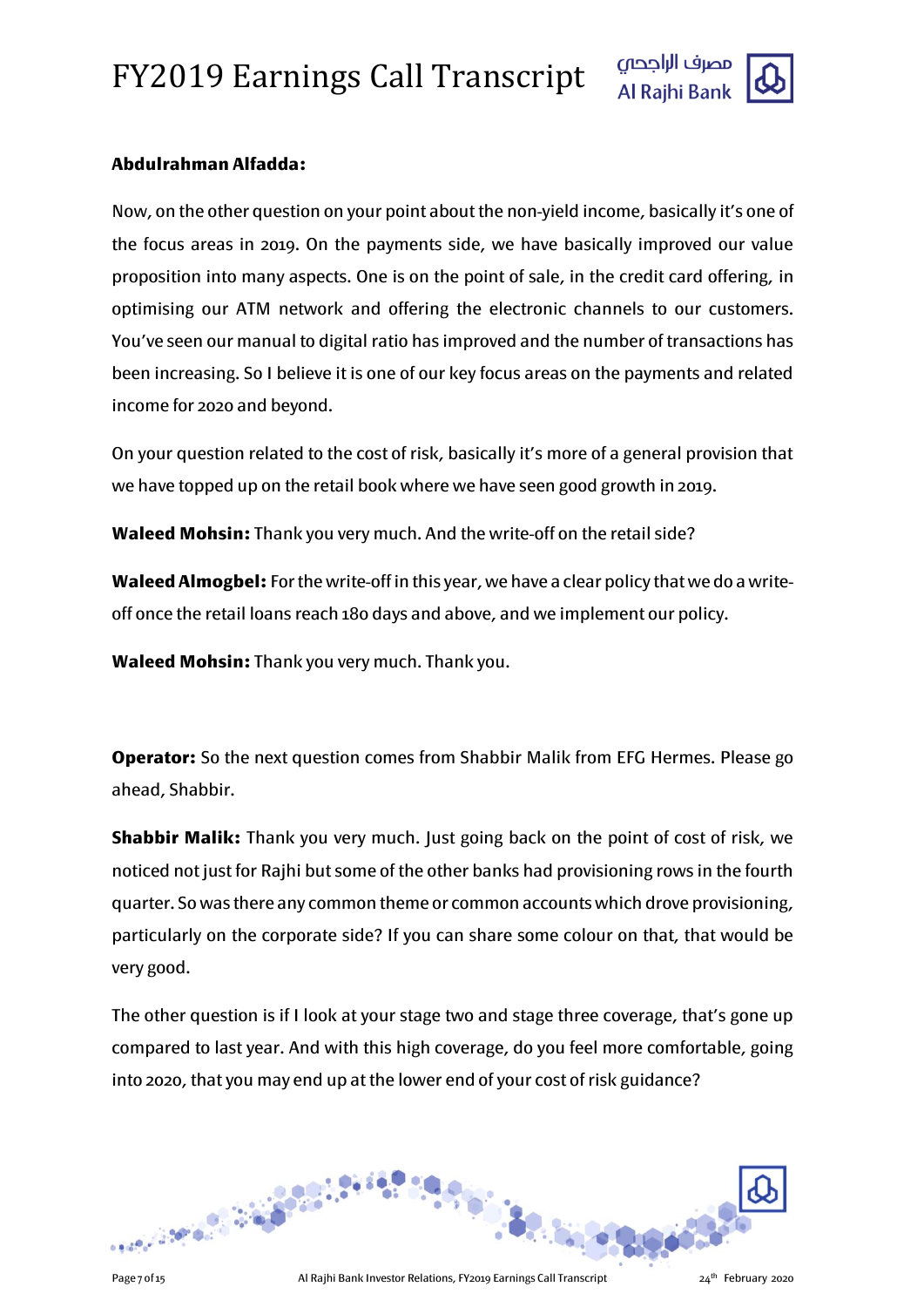**Abdulrahman Alfadda:**

Now, on the other question on your point about the non-yield income, basically it's one of the focus areas in 2019. On the payments side, we have basically improved our value proposition into many aspects. One is on the point of sale, in the credit card offering, in optimising our ATM network and offering the electronic channels to our customers. You've seen our manual to digital ratio has improved and the number of transactions has been increasing. So I believe it is one of our key focus areas on the payments and related income for 2020 and beyond.

On your question related to the cost of risk, basically it's more of a general provision that we have topped up on the retail book where we have seen good growth in 2019.

**Waleed Mohsin:** Thank you very much. And the write-off on the retail side?

**Waleed Almogbel:** For the write-off in this year, we have a clear policy that we do a write-off once the retail loans reach 180 days and above, and we implement our policy.

**Waleed Mohsin:** Thank you very much. Thank you.

**Operator:** So the next question comes from Shabbir Malik from EFG Hermes. Please go ahead, Shabbir.

**Shabbir Malik:** Thank you very much. Just going back on the point of cost of risk, we noticed not just for Rajhi but some of the other banks had provisioning rows in the fourth quarter. So was there any common theme or common accounts which drove provisioning, particularly on the corporate side? If you can share some colour on that, that would be very good.

The other question is if I look at your stage two and stage three coverage, that's gone up compared to last year. And with this high coverage, do you feel more comfortable, going into 2020, that you may end up at the lower end of your cost of risk guidance?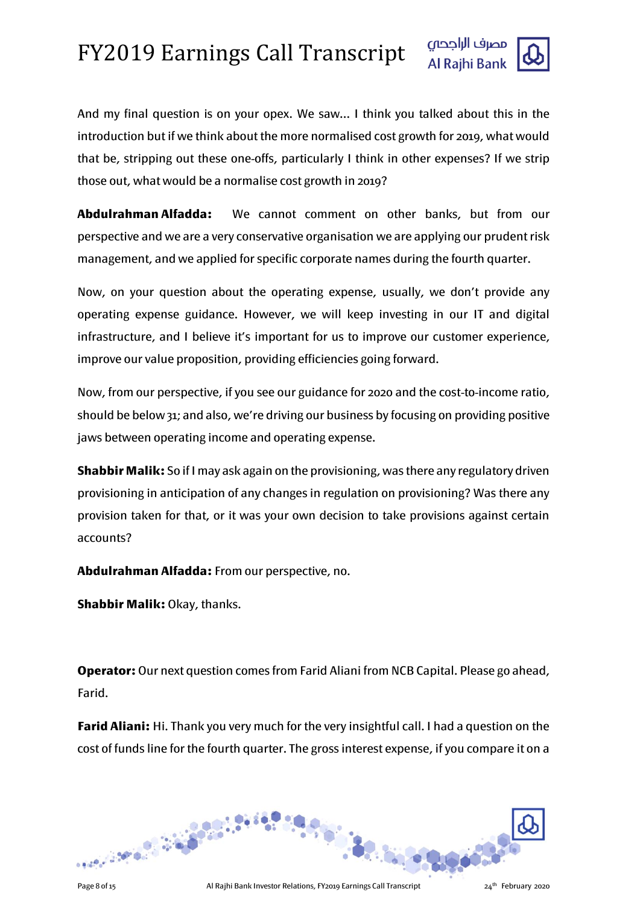And my final question is on your opex. We saw... I think you talked about this in the introduction but if we think about the more normalised cost growth for 2019, what would that be, stripping out these one-offs, particularly I think in other expenses? If we strip those out, what would be a normalise cost growth in 2019?

**Abdulrahman Alfadda:** We cannot comment on other banks, but from our perspective and we are a very conservative organisation we are applying our prudent risk management, and we applied for specific corporate names during the fourth quarter.

Now, on your question about the operating expense, usually, we don't provide any operating expense guidance. However, we will keep investing in our IT and digital infrastructure, and I believe it's important for us to improve our customer experience, improve our value proposition, providing efficiencies going forward.

Now, from our perspective, if you see our guidance for 2020 and the cost-to-income ratio, should be below 31; and also, we're driving our business by focusing on providing positive jaws between operating income and operating expense.

**Shabbir Malik:** So if I may ask again on the provisioning, was there any regulatory driven provisioning in anticipation of any changes in regulation on provisioning? Was there any provision taken for that, or it was your own decision to take provisions against certain accounts?

**Abdulrahman Alfadda:** From our perspective, no.

**Shabbir Malik:** Okay, thanks.

**Operator:** Our next question comes from Farid Aliani from NCB Capital. Please go ahead, Farid.

**Farid Aliani:** Hi. Thank you very much for the very insightful call. I had a question on the cost of funds line for the fourth quarter. The gross interest expense, if you compare it on a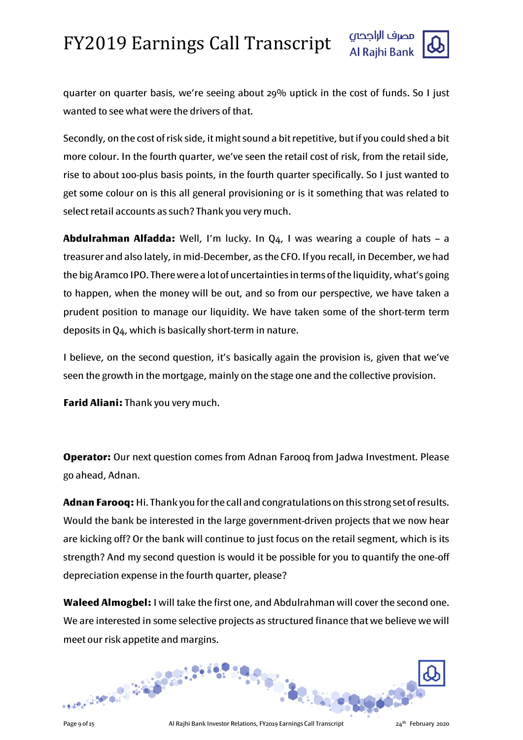quarter on quarter basis, we're seeing about 29% uptick in the cost of funds. So I just wanted to see what were the drivers of that.

Secondly, on the cost of risk side, it might sound a bit repetitive, but if you could shed a bit more colour. In the fourth quarter, we've seen the retail cost of risk, from the retail side, rise to about 100-plus basis points, in the fourth quarter specifically. So I just wanted to get some colour on is this all general provisioning or is it something that was related to select retail accounts as such? Thank you very much.

**Abdulrahman Alfadda:** Well, I'm lucky. In Q4, I was wearing a couple of hats – a treasurer and also lately, in mid-December, as the CFO. If you recall, in December, we had the big Aramco IPO. There were a lot of uncertainties in terms of the liquidity, what's going to happen, when the money will be out, and so from our perspective, we have taken a prudent position to manage our liquidity. We have taken some of the short-term term deposits in Q4, which is basically short-term in nature.

I believe, on the second question, it's basically again the provision is, given that we've seen the growth in the mortgage, mainly on the stage one and the collective provision.

**Farid Aliani:** Thank you very much.

**Operator:** Our next question comes from Adnan Farooq from Jadwa Investment. Please go ahead, Adnan.

**Adnan Farooq:** Hi. Thank you for the call and congratulations on this strong set of results. Would the bank be interested in the large government-driven projects that we now hear are kicking off? Or the bank will continue to just focus on the retail segment, which is its strength? And my second question is would it be possible for you to quantify the one-off depreciation expense in the fourth quarter, please?

**Waleed Almogbel:** I will take the first one, and Abdulrahman will cover the second one. We are interested in some selective projects as structured finance that we believe we will meet our risk appetite and margins.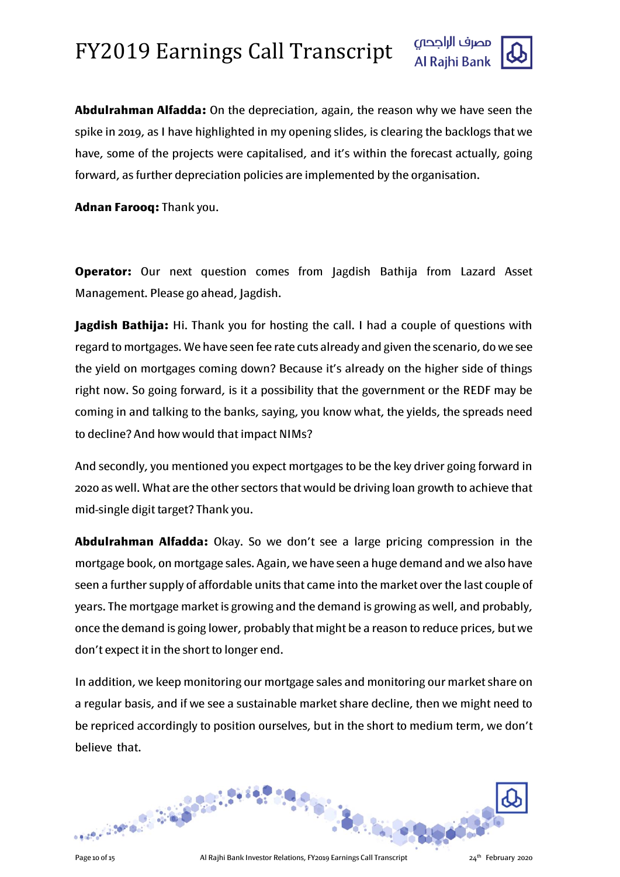**Abdulrahman Alfadda:** On the depreciation, again, the reason why we have seen the spike in 2019, as I have highlighted in my opening slides, is clearing the backlogs that we have, some of the projects were capitalised, and it's within the forecast actually, going forward, as further depreciation policies are implemented by the organisation.

**Adnan Farooq:** Thank you.

**Operator:** Our next question comes from Jagdish Bathija from Lazard Asset Management. Please go ahead, Jagdish.

**Jagdish Bathija:** Hi. Thank you for hosting the call. I had a couple of questions with regard to mortgages. We have seen fee rate cuts already and given the scenario, do we see the yield on mortgages coming down? Because it's already on the higher side of things right now. So going forward, is it a possibility that the government or the REDF may be coming in and talking to the banks, saying, you know what, the yields, the spreads need to decline? And how would that impact NIMs?

And secondly, you mentioned you expect mortgages to be the key driver going forward in 2020 as well. What are the other sectors that would be driving loan growth to achieve that mid-single digit target? Thank you.

**Abdulrahman Alfadda:** Okay. So we don't see a large pricing compression in the mortgage book, on mortgage sales. Again, we have seen a huge demand and we also have seen a further supply of affordable units that came into the market over the last couple of years. The mortgage market is growing and the demand is growing as well, and probably, once the demand is going lower, probably that might be a reason to reduce prices, but we don't expect it in the short to longer end.

In addition, we keep monitoring our mortgage sales and monitoring our market share on a regular basis, and if we see a sustainable market share decline, then we might need to be repriced accordingly to position ourselves, but in the short to medium term, we don't believe that.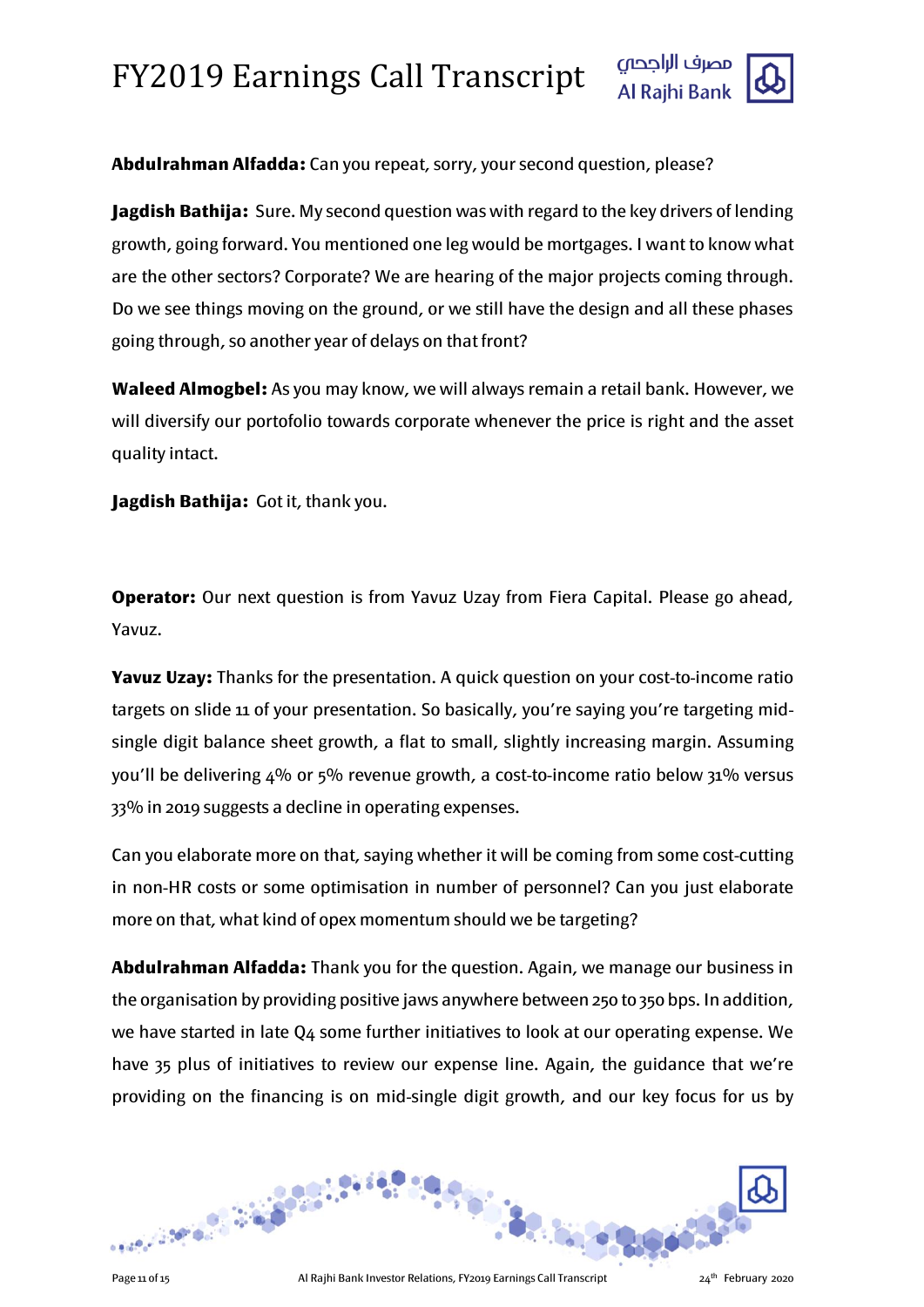**Abdulrahman Alfadda:** Can you repeat, sorry, your second question, please?

**Jagdish Bathija:** Sure. My second question was with regard to the key drivers of lending growth, going forward. You mentioned one leg would be mortgages. I want to know what are the other sectors? Corporate? We are hearing of the major projects coming through. Do we see things moving on the ground, or we still have the design and all these phases going through, so another year of delays on that front?

**Waleed Almogbel:** As you may know, we will always remain a retail bank. However, we will diversify our portofolio towards corporate whenever the price is right and the asset quality intact.

**Jagdish Bathija:** Got it, thank you.

**Operator:** Our next question is from Yavuz Uzay from Fiera Capital. Please go ahead, Yavuz.

**Yavuz Uzay:** Thanks for the presentation. A quick question on your cost-to-income ratio targets on slide 11 of your presentation. So basically, you're saying you're targeting mid-single digit balance sheet growth, a flat to small, slightly increasing margin. Assuming you'll be delivering 4% or 5% revenue growth, a cost-to-income ratio below 31% versus 33% in 2019 suggests a decline in operating expenses.

Can you elaborate more on that, saying whether it will be coming from some cost-cutting in non-HR costs or some optimisation in number of personnel? Can you just elaborate more on that, what kind of opex momentum should we be targeting?

**Abdulrahman Alfadda:** Thank you for the question. Again, we manage our business in the organisation by providing positive jaws anywhere between 250 to 350 bps. In addition, we have started in late Q4 some further initiatives to look at our operating expense. We have 35 plus of initiatives to review our expense line. Again, the guidance that we're providing on the financing is on mid-single digit growth, and our key focus for us by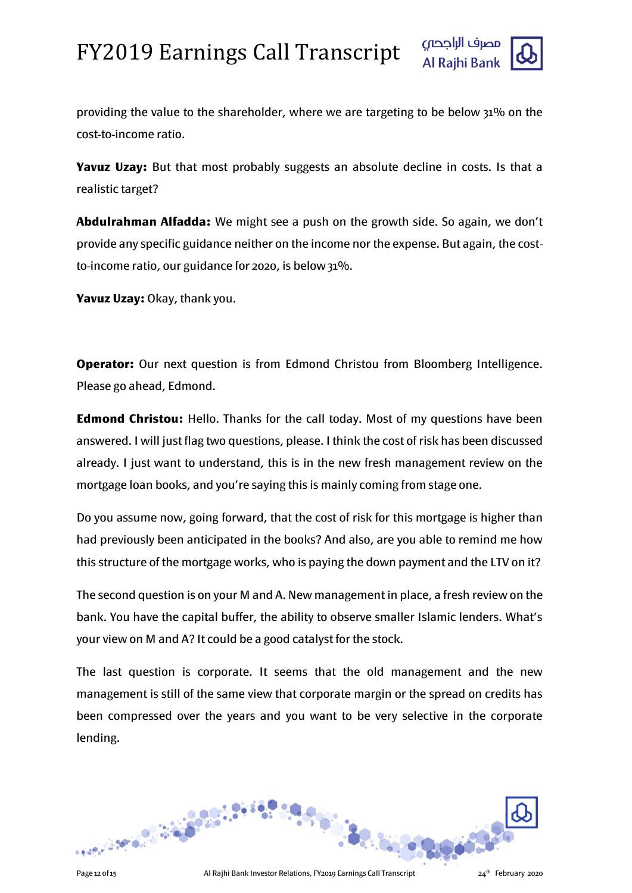providing the value to the shareholder, where we are targeting to be below 31% on the cost-to-income ratio.

**Yavuz Uzay:** But that most probably suggests an absolute decline in costs. Is that a realistic target?

**Abdulrahman Alfadda:** We might see a push on the growth side. So again, we don't provide any specific guidance neither on the income nor the expense. But again, the cost-to-income ratio, our guidance for 2020, is below 31%.

**Yavuz Uzay:** Okay, thank you.

**Operator:** Our next question is from Edmond Christou from Bloomberg Intelligence. Please go ahead, Edmond.

**Edmond Christou:** Hello. Thanks for the call today. Most of my questions have been answered. I will just flag two questions, please. I think the cost of risk has been discussed already. I just want to understand, this is in the new fresh management review on the mortgage loan books, and you're saying this is mainly coming from stage one.

Do you assume now, going forward, that the cost of risk for this mortgage is higher than had previously been anticipated in the books? And also, are you able to remind me how this structure of the mortgage works, who is paying the down payment and the LTV on it?

The second question is on your M and A. New management in place, a fresh review on the bank. You have the capital buffer, the ability to observe smaller Islamic lenders. What's your view on M and A? It could be a good catalyst for the stock.

The last question is corporate. It seems that the old management and the new management is still of the same view that corporate margin or the spread on credits has been compressed over the years and you want to be very selective in the corporate lending.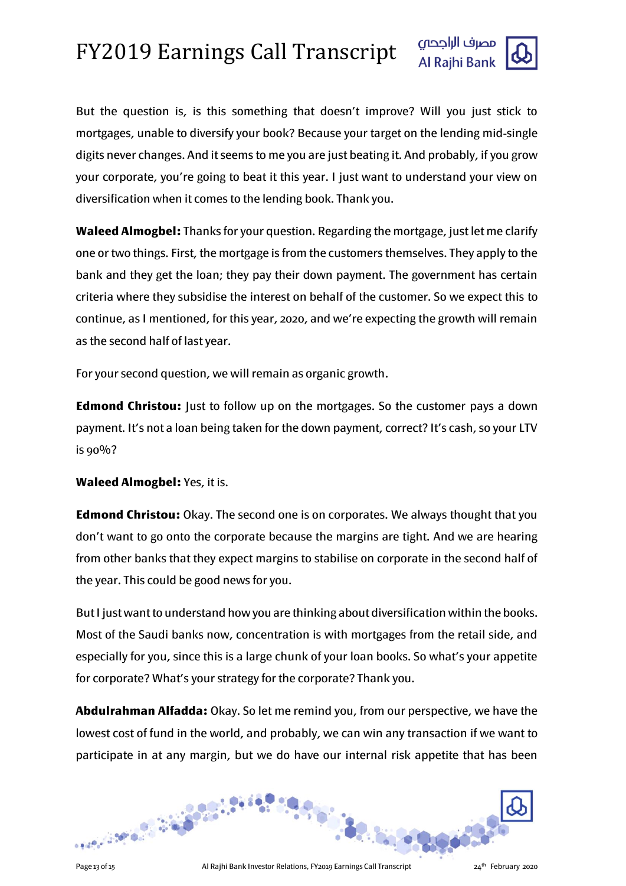But the question is, is this something that doesn't improve? Will you just stick to mortgages, unable to diversify your book? Because your target on the lending mid-single digits never changes. And it seems to me you are just beating it. And probably, if you grow your corporate, you're going to beat it this year. I just want to understand your view on diversification when it comes to the lending book. Thank you.

**Waleed Almogbel:** Thanks for your question. Regarding the mortgage, just let me clarify one or two things. First, the mortgage is from the customers themselves. They apply to the bank and they get the loan; they pay their down payment. The government has certain criteria where they subsidise the interest on behalf of the customer. So we expect this to continue, as I mentioned, for this year, 2020, and we're expecting the growth will remain as the second half of last year.

For your second question, we will remain as organic growth.

**Edmond Christou:** Just to follow up on the mortgages. So the customer pays a down payment. It's not a loan being taken for the down payment, correct? It's cash, so your LTV is 90%?

**Waleed Almogbel:** Yes, it is.

**Edmond Christou:** Okay. The second one is on corporates. We always thought that you don't want to go onto the corporate because the margins are tight. And we are hearing from other banks that they expect margins to stabilise on corporate in the second half of the year. This could be good news for you.

But I just want to understand how you are thinking about diversification within the books. Most of the Saudi banks now, concentration is with mortgages from the retail side, and especially for you, since this is a large chunk of your loan books. So what's your appetite for corporate? What's your strategy for the corporate? Thank you.

**Abdulrahman Alfadda:** Okay. So let me remind you, from our perspective, we have the lowest cost of fund in the world, and probably, we can win any transaction if we want to participate in at any margin, but we do have our internal risk appetite that has been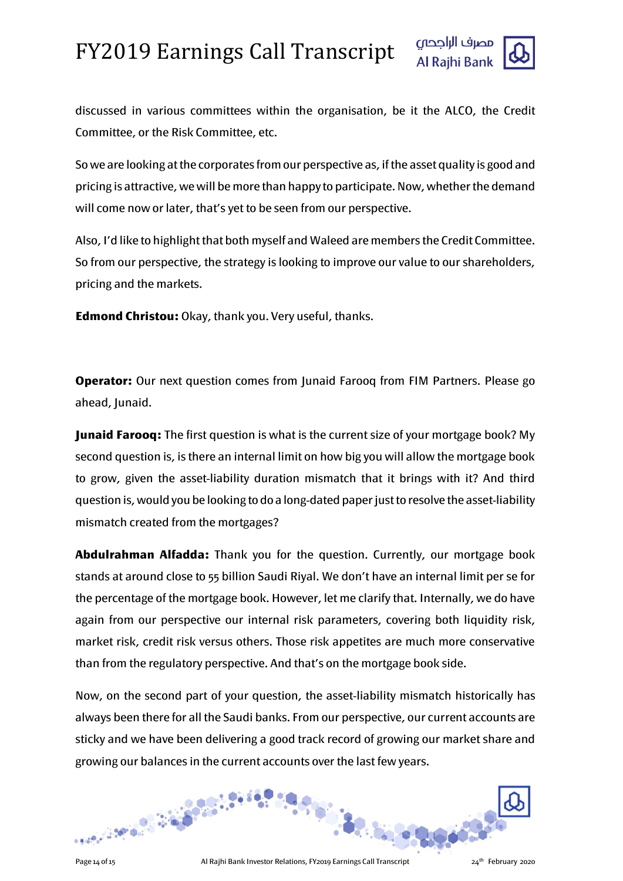discussed in various committees within the organisation, be it the ALCO, the Credit Committee, or the Risk Committee, etc.

So we are looking at the corporates from our perspective as, if the asset quality is good and pricing is attractive, we will be more than happy to participate. Now, whether the demand will come now or later, that's yet to be seen from our perspective.

Also, I'd like to highlight that both myself and Waleed are members the Credit Committee. So from our perspective, the strategy is looking to improve our value to our shareholders, pricing and the markets.

**Edmond Christou:** Okay, thank you. Very useful, thanks.

**Operator:** Our next question comes from Junaid Farooq from FIM Partners. Please go ahead, Junaid.

**Junaid Farooq:** The first question is what is the current size of your mortgage book? My second question is, is there an internal limit on how big you will allow the mortgage book to grow, given the asset-liability duration mismatch that it brings with it? And third question is, would you be looking to do a long-dated paper just to resolve the asset-liability mismatch created from the mortgages?

**Abdulrahman Alfadda:** Thank you for the question. Currently, our mortgage book stands at around close to 55 billion Saudi Riyal. We don't have an internal limit per se for the percentage of the mortgage book. However, let me clarify that. Internally, we do have again from our perspective our internal risk parameters, covering both liquidity risk, market risk, credit risk versus others. Those risk appetites are much more conservative than from the regulatory perspective. And that's on the mortgage book side.

Now, on the second part of your question, the asset-liability mismatch historically has always been there for all the Saudi banks. From our perspective, our current accounts are sticky and we have been delivering a good track record of growing our market share and growing our balances in the current accounts over the last few years.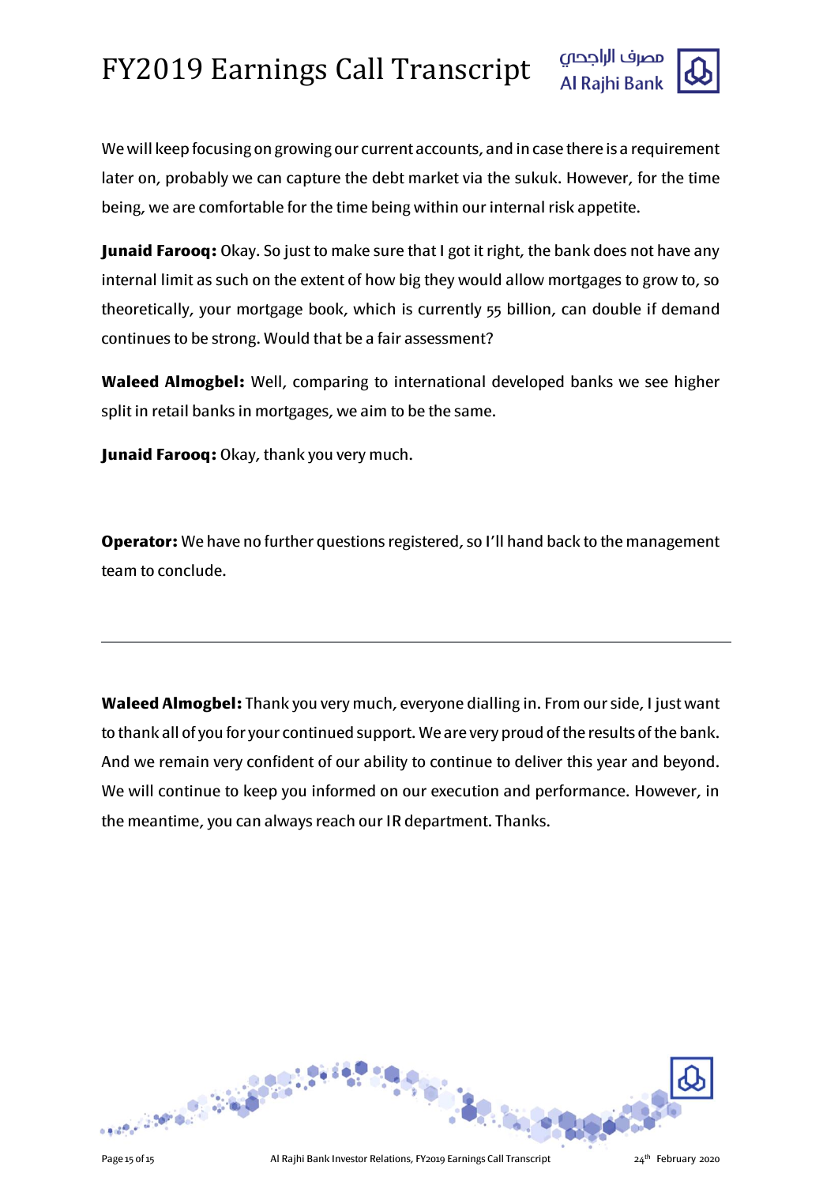We will keep focusing on growing our current accounts, and in case there is a requirement later on, probably we can capture the debt market via the sukuk. However, for the time being, we are comfortable for the time being within our internal risk appetite.

**Junaid Farooq:** Okay. So just to make sure that I got it right, the bank does not have any internal limit as such on the extent of how big they would allow mortgages to grow to, so theoretically, your mortgage book, which is currently 55 billion, can double if demand continues to be strong. Would that be a fair assessment?

**Waleed Almogbel:** Well, comparing to international developed banks we see higher split in retail banks in mortgages, we aim to be the same.

**Junaid Farooq:** Okay, thank you very much.

**Operator:** We have no further questions registered, so I'll hand back to the management team to conclude.

---

**Waleed Almogbel:** Thank you very much, everyone dialling in. From our side, I just want to thank all of you for your continued support. We are very proud of the results of the bank. And we remain very confident of our ability to continue to deliver this year and beyond. We will continue to keep you informed on our execution and performance. However, in the meantime, you can always reach our IR department. Thanks.